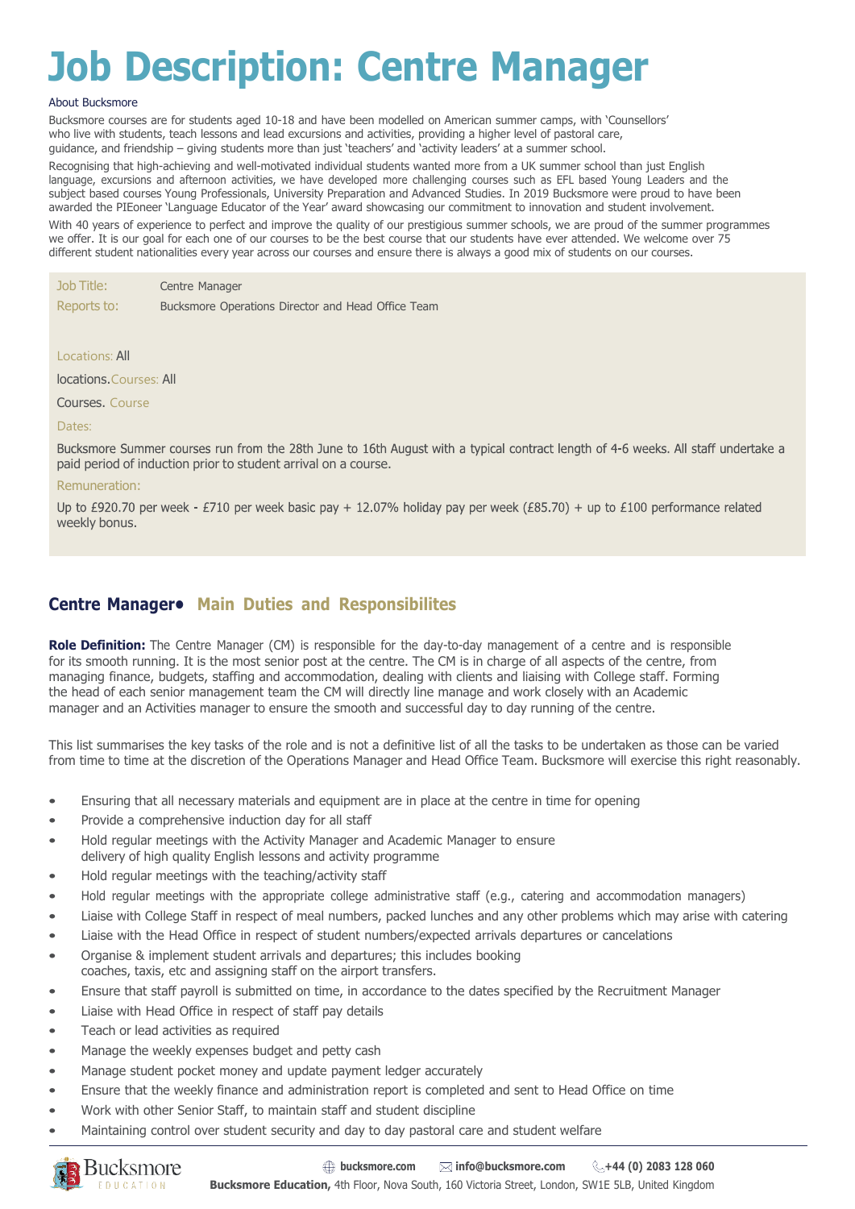# Job Description: Centre Manager

About Bucksmore

Bucksmore courses are for students aged 10-18 and have been modelled on American summer camps, with 'Counsellors' who live with students, teach lessons and lead excursions and activities, providing a higher level of pastoral care, guidance, and friendship – giving students more than just 'teachers' and 'activity leaders' at a summer school.

Recognising that high-achieving and well-motivated individual students wanted more from a UK summer school than just English language, excursions and afternoon activities, we have developed more challenging courses such as EFL based Young Leaders and the subject based courses Young Professionals, University Preparation and Advanced Studies. In 2019 Bucksmore were proud to have been awarded the PIEoneer 'Language Educator of the Year' award showcasing our commitment to innovation and student involvement.

With 40 years of experience to perfect and improve the quality of our prestigious summer schools, we are proud of the summer programmes we offer. It is our goal for each one of our courses to be the best course that our students have ever attended. We welcome over 75 different student nationalities every year across our courses and ensure there is always a good mix of students on our courses.

Job Title: Centre Manager

Reports to: Bucksmore Operations Director and Head Office Team

Locations: All locations.

Courses: All Courses.

Course Dates:

Bucksmore Summer courses run from the 28th June to 16th August with a typical contract length of 4-6 weeks. All staff undertake a paid period of induction prior to student arrival on a course.

Remuneration:

Up to £920.70 per week - £710 per week basic pay + 12.07% holiday pay per week (£85.70) + up to £100 performance related weekly bonus.

## Centre Manager• Main Duties and Responsibilites

**Role Definition:** The Centre Manager (CM) is responsible for the day-to-day management of a centre and is responsible for its smooth running. It is the most senior post at the centre. The CM is in charge of all aspects of the centre, from managing finance, budgets, staffing and accommodation, dealing with clients and liaising with College staff. Forming the head of each senior management team the CM will directly line manage and work closely with an Academic manager and an Activities manager to ensure the smooth and successful day to day running of the centre.

This list summarises the key tasks of the role and is not a definitive list of all the tasks to be undertaken as those can be varied from time to time at the discretion of the Operations Manager and Head Office Team. Bucksmore will exercise this right reasonably.

- Ensuring that all necessary materials and equipment are in place at the centre in time for opening
- Provide a comprehensive induction day for all staff
- Hold regular meetings with the Activity Manager and Academic Manager to ensure delivery of high quality English lessons and activity programme
- Hold regular meetings with the teaching/activity staff
- Hold regular meetings with the appropriate college administrative staff (e.g., catering and accommodation managers)
- Liaise with College Staff in respect of meal numbers, packed lunches and any other problems which may arise with catering
- Liaise with the Head Office in respect of student numbers/expected arrivals departures or cancelations
- Organise & implement student arrivals and departures; this includes booking coaches, taxis, etc and assigning staff on the airport transfers.
- Ensure that staff payroll is submitted on time, in accordance to the dates specified by the Recruitment Manager
- Liaise with Head Office in respect of staff pay details
- Teach or lead activities as required
- Manage the weekly expenses budget and petty cash
- Manage student pocket money and update payment ledger accurately
- Ensure that the weekly finance and administration report is completed and sent to Head Office on time
- Work with other Senior Staff, to maintain staff and student discipline
- Maintaining control over student security and day to day pastoral care and student welfare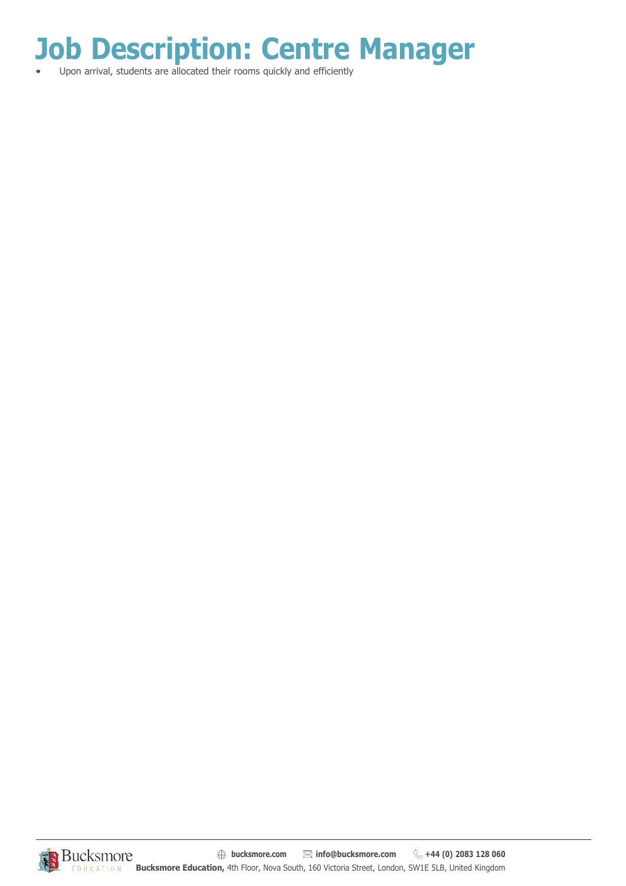# Job Description: Centre Manager

- Upon arrival, students are allocated their rooms quickly and efficiently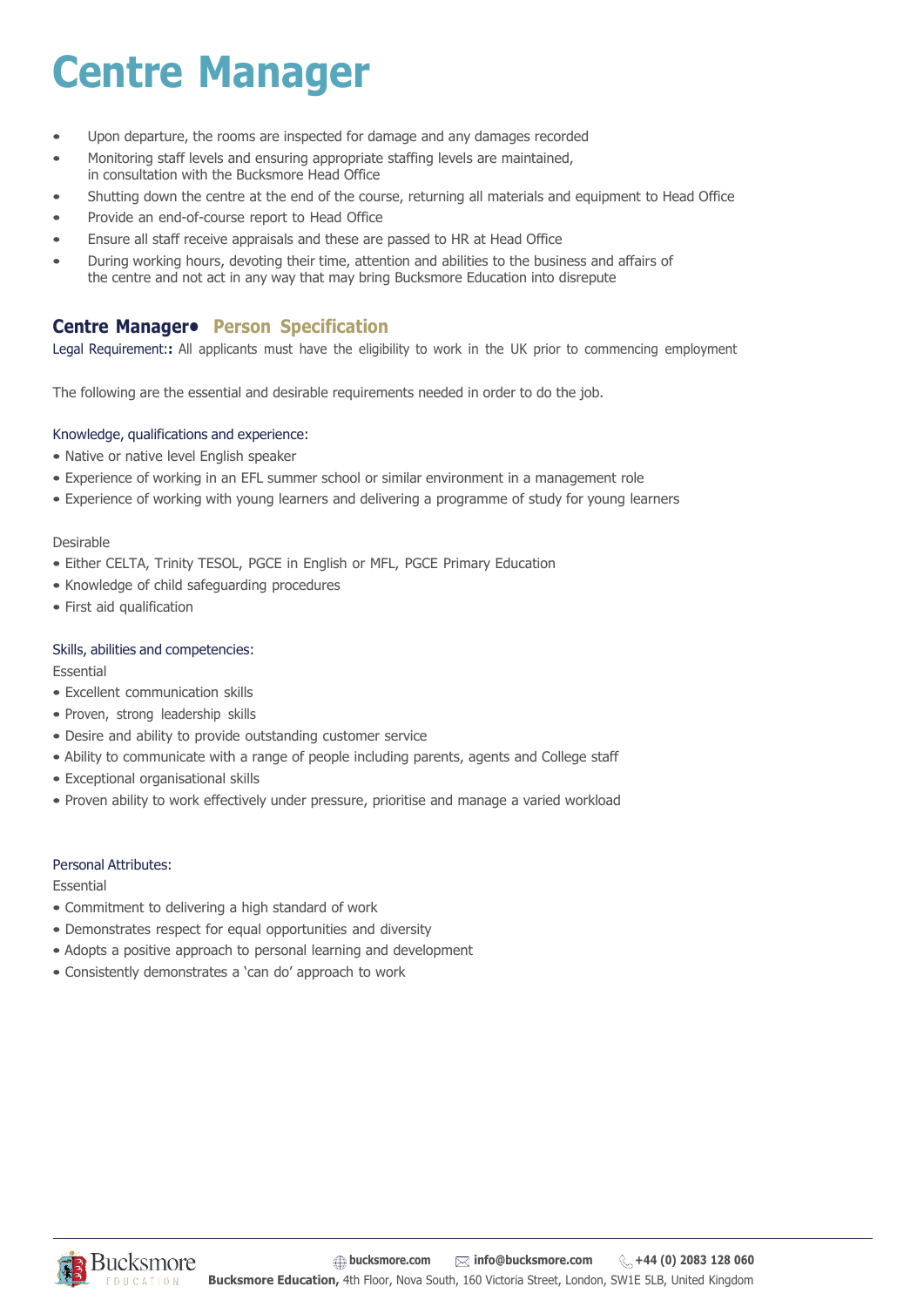# Centre Manager

- Upon departure, the rooms are inspected for damage and any damages recorded
- Monitoring staff levels and ensuring appropriate staffing levels are maintained, in consultation with the Bucksmore Head Office
- Shutting down the centre at the end of the course, returning all materials and equipment to Head Office
- Provide an end-of-course report to Head Office
- Ensure all staff receive appraisals and these are passed to HR at Head Office
- During working hours, devoting their time, attention and abilities to the business and affairs of the centre and not act in any way that may bring Bucksmore Education into disrepute

## Centre Manager• Person Specification

Legal Requirement:**:** All applicants must have the eligibility to work in the UK prior to commencing employment

The following are the essential and desirable requirements needed in order to do the job.

### Knowledge, qualifications and experience:

- Native or native level English speaker
- Experience of working in an EFL summer school or similar environment in a management role
- Experience of working with young learners and delivering a programme of study for young learners

Desirable

- Either CELTA, Trinity TESOL, PGCE in English or MFL, PGCE Primary Education
- Knowledge of child safeguarding procedures
- First aid qualification

### Skills, abilities and competencies:

Essential

- Excellent communication skills
- Proven, strong leadership skills
- Desire and ability to provide outstanding customer service
- Ability to communicate with a range of people including parents, agents and College staff
- Exceptional organisational skills
- Proven ability to work effectively under pressure, prioritise and manage a varied workload

### Personal Attributes:

Essential

- Commitment to delivering a high standard of work
- Demonstrates respect for equal opportunities and diversity
- Adopts a positive approach to personal learning and development
- Consistently demonstrates a 'can do' approach to work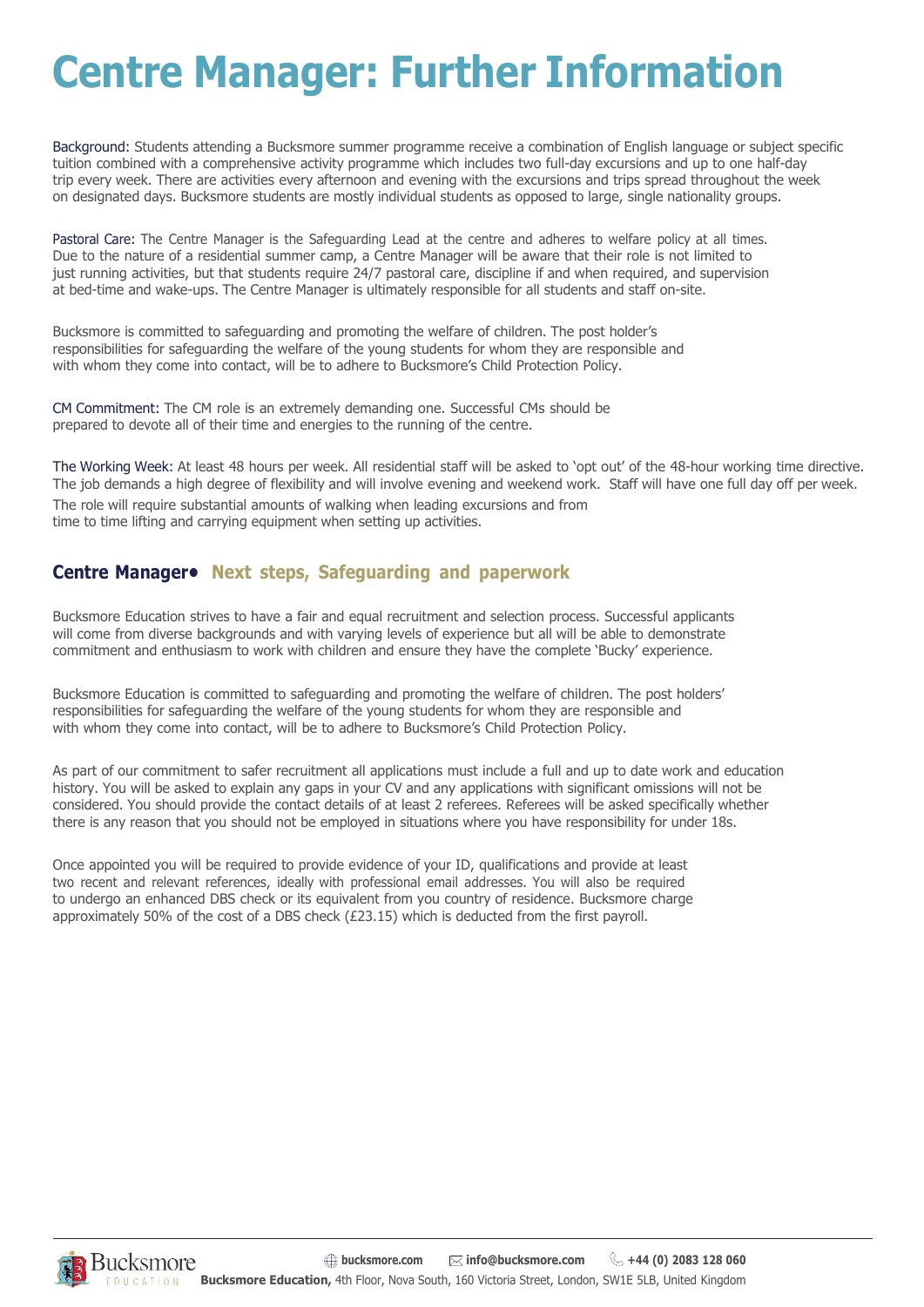# Centre Manager: Further Information

Background: Students attending a Bucksmore summer programme receive a combination of English language or subject specific tuition combined with a comprehensive activity programme which includes two full-day excursions and up to one half-day trip every week. There are activities every afternoon and evening with the excursions and trips spread throughout the week on designated days. Bucksmore students are mostly individual students as opposed to large, single nationality groups.

Pastoral Care: The Centre Manager is the Safeguarding Lead at the centre and adheres to welfare policy at all times. Due to the nature of a residential summer camp, a Centre Manager will be aware that their role is not limited to just running activities, but that students require 24/7 pastoral care, discipline if and when required, and supervision at bed-time and wake-ups. The Centre Manager is ultimately responsible for all students and staff on-site.

Bucksmore is committed to safeguarding and promoting the welfare of children. The post holder's responsibilities for safeguarding the welfare of the young students for whom they are responsible and with whom they come into contact, will be to adhere to Bucksmore's Child Protection Policy.

CM Commitment: The CM role is an extremely demanding one. Successful CMs should be prepared to devote all of their time and energies to the running of the centre.

The Working Week: At least 48 hours per week. All residential staff will be asked to 'opt out' of the 48-hour working time directive. The job demands a high degree of flexibility and will involve evening and weekend work. Staff will have one full day off per week.

The role will require substantial amounts of walking when leading excursions and from time to time lifting and carrying equipment when setting up activities.

## Centre Manager• Next steps, Safeguarding and paperwork

Bucksmore Education strives to have a fair and equal recruitment and selection process. Successful applicants will come from diverse backgrounds and with varying levels of experience but all will be able to demonstrate commitment and enthusiasm to work with children and ensure they have the complete 'Bucky' experience.

Bucksmore Education is committed to safeguarding and promoting the welfare of children. The post holders' responsibilities for safeguarding the welfare of the young students for whom they are responsible and with whom they come into contact, will be to adhere to Bucksmore's Child Protection Policy.

As part of our commitment to safer recruitment all applications must include a full and up to date work and education history. You will be asked to explain any gaps in your CV and any applications with significant omissions will not be considered. You should provide the contact details of at least 2 referees. Referees will be asked specifically whether there is any reason that you should not be employed in situations where you have responsibility for under 18s.

Once appointed you will be required to provide evidence of your ID, qualifications and provide at least two recent and relevant references, ideally with professional email addresses. You will also be required to undergo an enhanced DBS check or its equivalent from you country of residence. Bucksmore charge approximately 50% of the cost of a DBS check (£23.15) which is deducted from the first payroll.